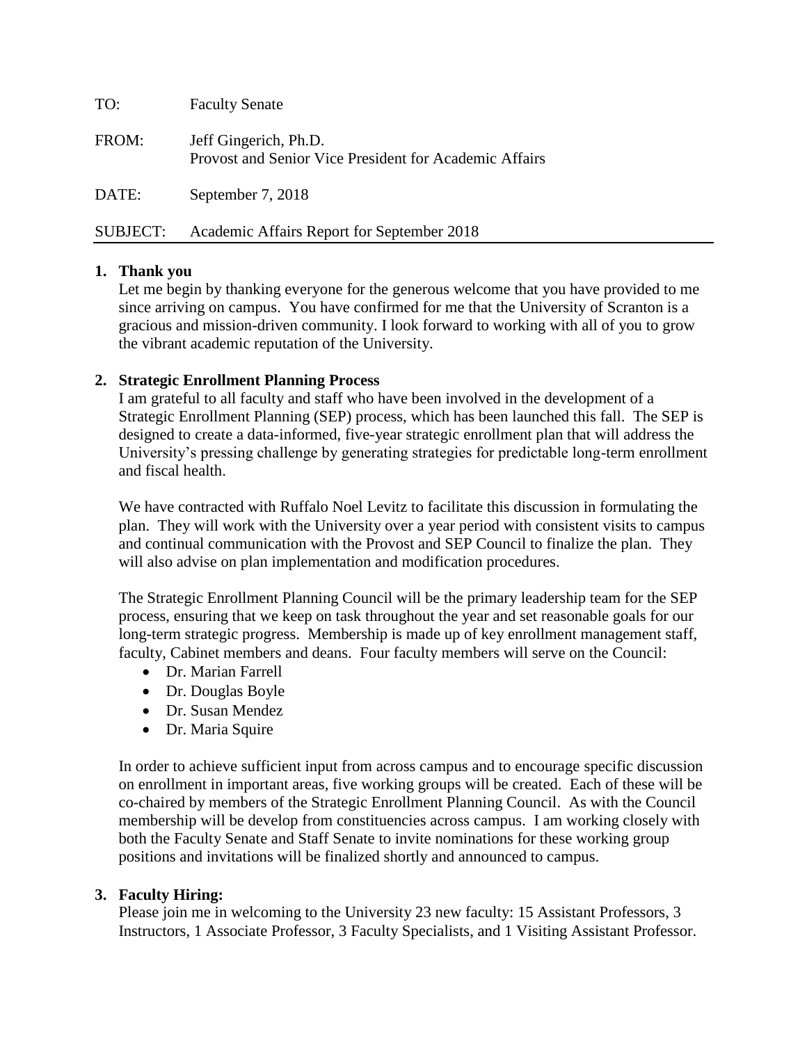TO: Faculty Senate

FROM: Jeff Gingerich, Ph.D.
Provost and Senior Vice President for Academic Affairs

DATE: September 7, 2018

SUBJECT: Academic Affairs Report for September 2018

---

**1. Thank you**

Let me begin by thanking everyone for the generous welcome that you have provided to me since arriving on campus. You have confirmed for me that the University of Scranton is a gracious and mission-driven community. I look forward to working with all of you to grow the vibrant academic reputation of the University.

**2. Strategic Enrollment Planning Process**

I am grateful to all faculty and staff who have been involved in the development of a Strategic Enrollment Planning (SEP) process, which has been launched this fall. The SEP is designed to create a data-informed, five-year strategic enrollment plan that will address the University's pressing challenge by generating strategies for predictable long-term enrollment and fiscal health.

We have contracted with Ruffalo Noel Levitz to facilitate this discussion in formulating the plan. They will work with the University over a year period with consistent visits to campus and continual communication with the Provost and SEP Council to finalize the plan. They will also advise on plan implementation and modification procedures.

The Strategic Enrollment Planning Council will be the primary leadership team for the SEP process, ensuring that we keep on task throughout the year and set reasonable goals for our long-term strategic progress. Membership is made up of key enrollment management staff, faculty, Cabinet members and deans. Four faculty members will serve on the Council:

- Dr. Marian Farrell
- Dr. Douglas Boyle
- Dr. Susan Mendez
- Dr. Maria Squire

In order to achieve sufficient input from across campus and to encourage specific discussion on enrollment in important areas, five working groups will be created. Each of these will be co-chaired by members of the Strategic Enrollment Planning Council. As with the Council membership will be develop from constituencies across campus. I am working closely with both the Faculty Senate and Staff Senate to invite nominations for these working group positions and invitations will be finalized shortly and announced to campus.

**3. Faculty Hiring:**

Please join me in welcoming to the University 23 new faculty: 15 Assistant Professors, 3 Instructors, 1 Associate Professor, 3 Faculty Specialists, and 1 Visiting Assistant Professor.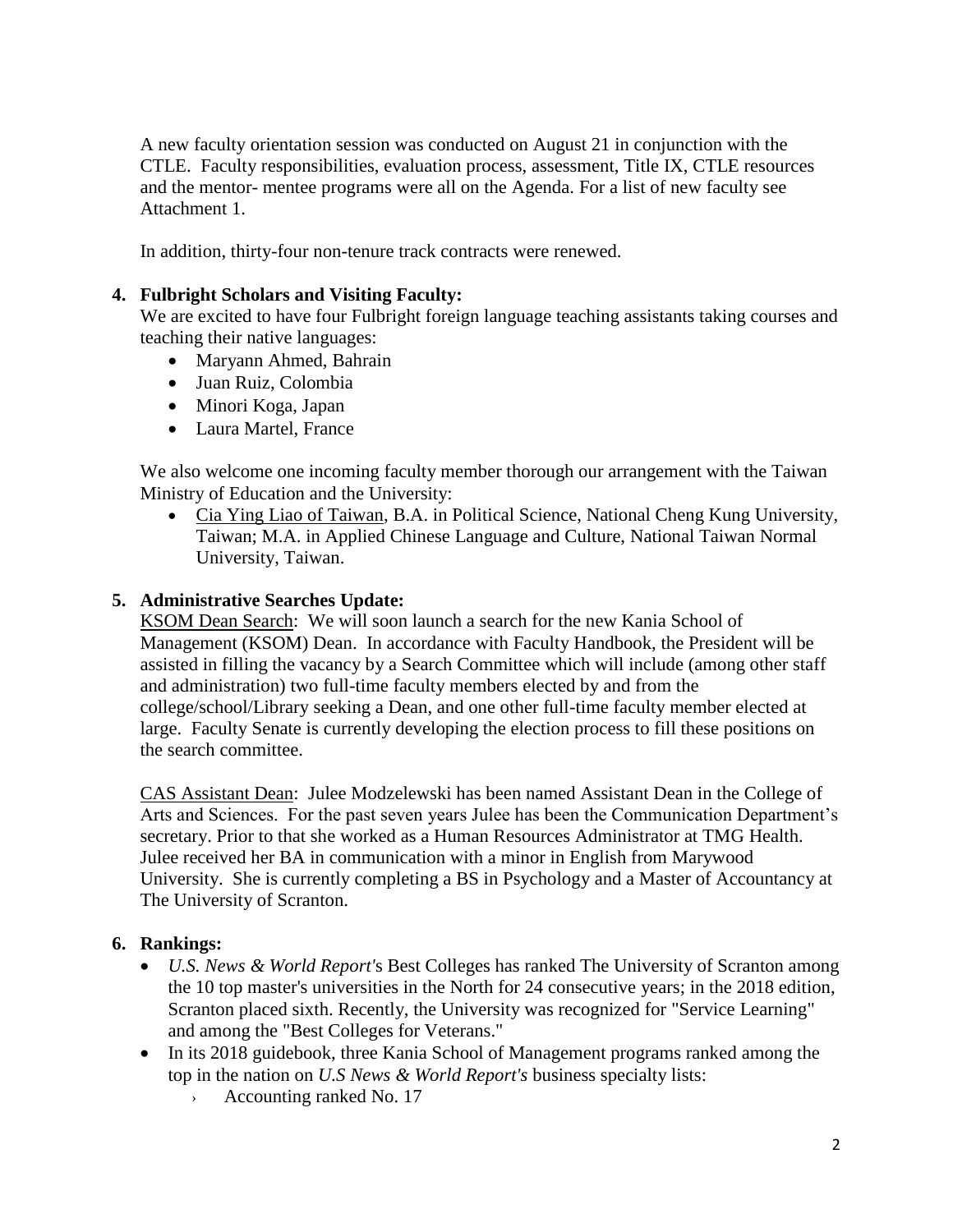A new faculty orientation session was conducted on August 21 in conjunction with the CTLE. Faculty responsibilities, evaluation process, assessment, Title IX, CTLE resources and the mentor- mentee programs were all on the Agenda. For a list of new faculty see Attachment 1.

In addition, thirty-four non-tenure track contracts were renewed.

**4. Fulbright Scholars and Visiting Faculty:**

We are excited to have four Fulbright foreign language teaching assistants taking courses and teaching their native languages:

- Maryann Ahmed, Bahrain
- Juan Ruiz, Colombia
- Minori Koga, Japan
- Laura Martel, France

We also welcome one incoming faculty member thorough our arrangement with the Taiwan Ministry of Education and the University:

- Cia Ying Liao of Taiwan, B.A. in Political Science, National Cheng Kung University, Taiwan; M.A. in Applied Chinese Language and Culture, National Taiwan Normal University, Taiwan.

**5. Administrative Searches Update:**

KSOM Dean Search: We will soon launch a search for the new Kania School of Management (KSOM) Dean. In accordance with Faculty Handbook, the President will be assisted in filling the vacancy by a Search Committee which will include (among other staff and administration) two full-time faculty members elected by and from the college/school/Library seeking a Dean, and one other full-time faculty member elected at large. Faculty Senate is currently developing the election process to fill these positions on the search committee.

CAS Assistant Dean: Julee Modzelewski has been named Assistant Dean in the College of Arts and Sciences. For the past seven years Julee has been the Communication Department's secretary. Prior to that she worked as a Human Resources Administrator at TMG Health. Julee received her BA in communication with a minor in English from Marywood University. She is currently completing a BS in Psychology and a Master of Accountancy at The University of Scranton.

**6. Rankings:**

- *U.S. News & World Report*'s Best Colleges has ranked The University of Scranton among the 10 top master's universities in the North for 24 consecutive years; in the 2018 edition, Scranton placed sixth. Recently, the University was recognized for "Service Learning" and among the "Best Colleges for Veterans."
- In its 2018 guidebook, three Kania School of Management programs ranked among the top in the nation on *U.S News & World Report's* business specialty lists:
  - Accounting ranked No. 17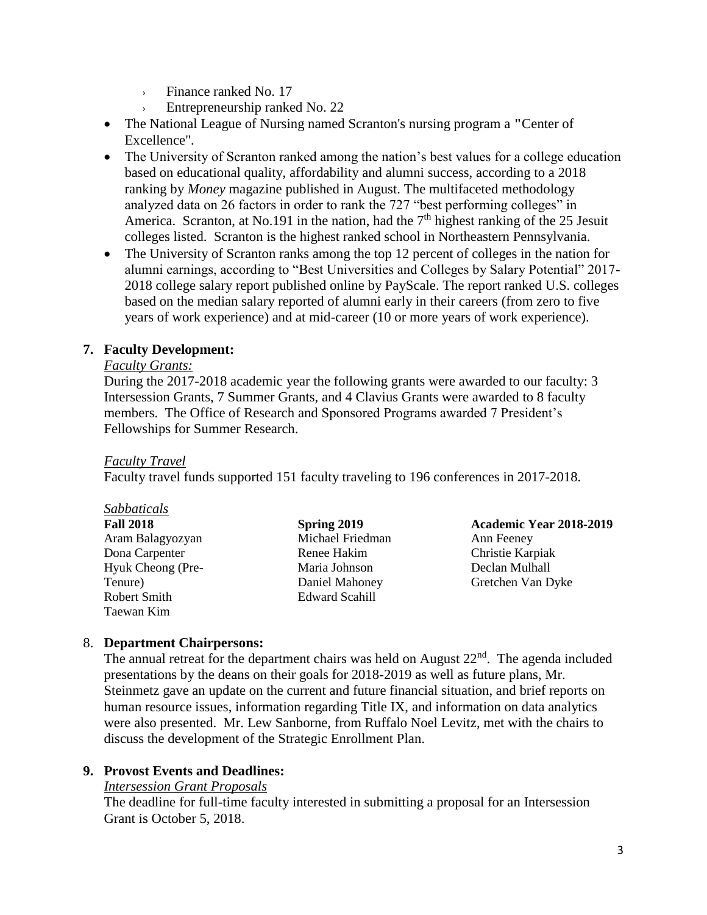- Finance ranked No. 17
- Entrepreneurship ranked No. 22

- The National League of Nursing named Scranton's nursing program a "Center of Excellence".
- The University of Scranton ranked among the nation's best values for a college education based on educational quality, affordability and alumni success, according to a 2018 ranking by *Money* magazine published in August. The multifaceted methodology analyzed data on 26 factors in order to rank the 727 "best performing colleges" in America. Scranton, at No.191 in the nation, had the 7th highest ranking of the 25 Jesuit colleges listed. Scranton is the highest ranked school in Northeastern Pennsylvania.
- The University of Scranton ranks among the top 12 percent of colleges in the nation for alumni earnings, according to "Best Universities and Colleges by Salary Potential" 2017-2018 college salary report published online by PayScale. The report ranked U.S. colleges based on the median salary reported of alumni early in their careers (from zero to five years of work experience) and at mid-career (10 or more years of work experience).

**7. Faculty Development:**

*Faculty Grants:*

During the 2017-2018 academic year the following grants were awarded to our faculty: 3 Intersession Grants, 7 Summer Grants, and 4 Clavius Grants were awarded to 8 faculty members. The Office of Research and Sponsored Programs awarded 7 President's Fellowships for Summer Research.

*Faculty Travel*

Faculty travel funds supported 151 faculty traveling to 196 conferences in 2017-2018.

*Sabbaticals*

| **Fall 2018** | **Spring 2019** | **Academic Year 2018-2019** |
|---|---|---|
| Aram Balagyozyan | Michael Friedman | Ann Feeney |
| Dona Carpenter | Renee Hakim | Christie Karpiak |
| Hyuk Cheong (Pre-Tenure) | Maria Johnson | Declan Mulhall |
| Robert Smith | Daniel Mahoney | Gretchen Van Dyke |
| Taewan Kim | Edward Scahill | |

8. **Department Chairpersons:**

The annual retreat for the department chairs was held on August 22nd. The agenda included presentations by the deans on their goals for 2018-2019 as well as future plans, Mr. Steinmetz gave an update on the current and future financial situation, and brief reports on human resource issues, information regarding Title IX, and information on data analytics were also presented. Mr. Lew Sanborne, from Ruffalo Noel Levitz, met with the chairs to discuss the development of the Strategic Enrollment Plan.

**9. Provost Events and Deadlines:**

*Intersession Grant Proposals*

The deadline for full-time faculty interested in submitting a proposal for an Intersession Grant is October 5, 2018.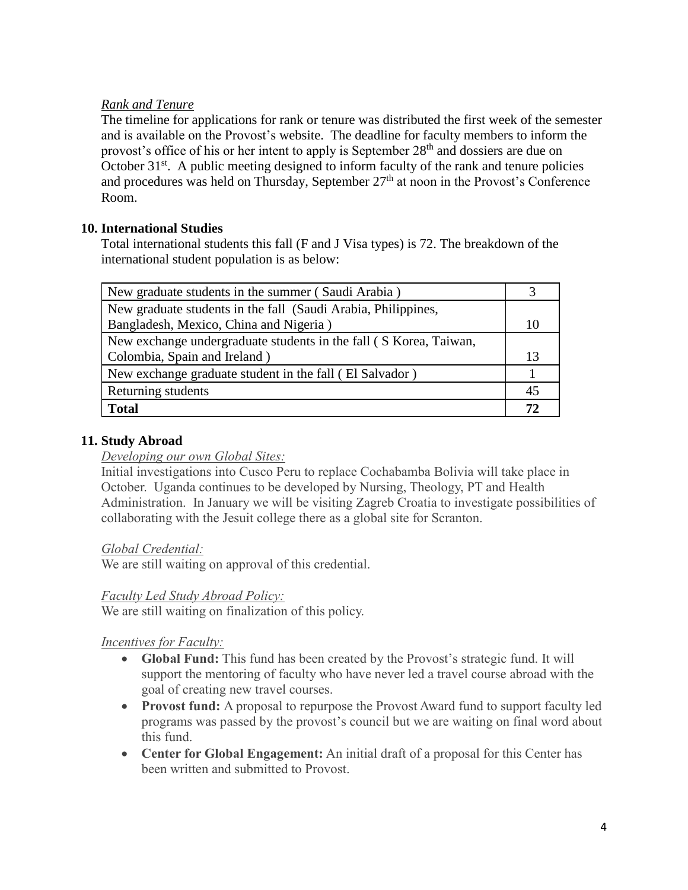*Rank and Tenure*

The timeline for applications for rank or tenure was distributed the first week of the semester and is available on the Provost's website. The deadline for faculty members to inform the provost's office of his or her intent to apply is September 28th and dossiers are due on October 31st. A public meeting designed to inform faculty of the rank and tenure policies and procedures was held on Thursday, September 27th at noon in the Provost's Conference Room.

## 10. International Studies

Total international students this fall (F and J Visa types) is 72. The breakdown of the international student population is as below:

| Category | Count |
|---|---|
| New graduate students in the summer ( Saudi Arabia ) | 3 |
| New graduate students in the fall (Saudi Arabia, Philippines, Bangladesh, Mexico, China and Nigeria ) | 10 |
| New exchange undergraduate students in the fall ( S Korea, Taiwan, Colombia, Spain and Ireland ) | 13 |
| New exchange graduate student in the fall ( El Salvador ) | 1 |
| Returning students | 45 |
| **Total** | **72** |

## 11. Study Abroad

*Developing our own Global Sites:*

Initial investigations into Cusco Peru to replace Cochabamba Bolivia will take place in October. Uganda continues to be developed by Nursing, Theology, PT and Health Administration. In January we will be visiting Zagreb Croatia to investigate possibilities of collaborating with the Jesuit college there as a global site for Scranton.

*Global Credential:*

We are still waiting on approval of this credential.

*Faculty Led Study Abroad Policy:*

We are still waiting on finalization of this policy.

*Incentives for Faculty:*

- **Global Fund:** This fund has been created by the Provost's strategic fund. It will support the mentoring of faculty who have never led a travel course abroad with the goal of creating new travel courses.
- **Provost fund:** A proposal to repurpose the Provost Award fund to support faculty led programs was passed by the provost's council but we are waiting on final word about this fund.
- **Center for Global Engagement:** An initial draft of a proposal for this Center has been written and submitted to Provost.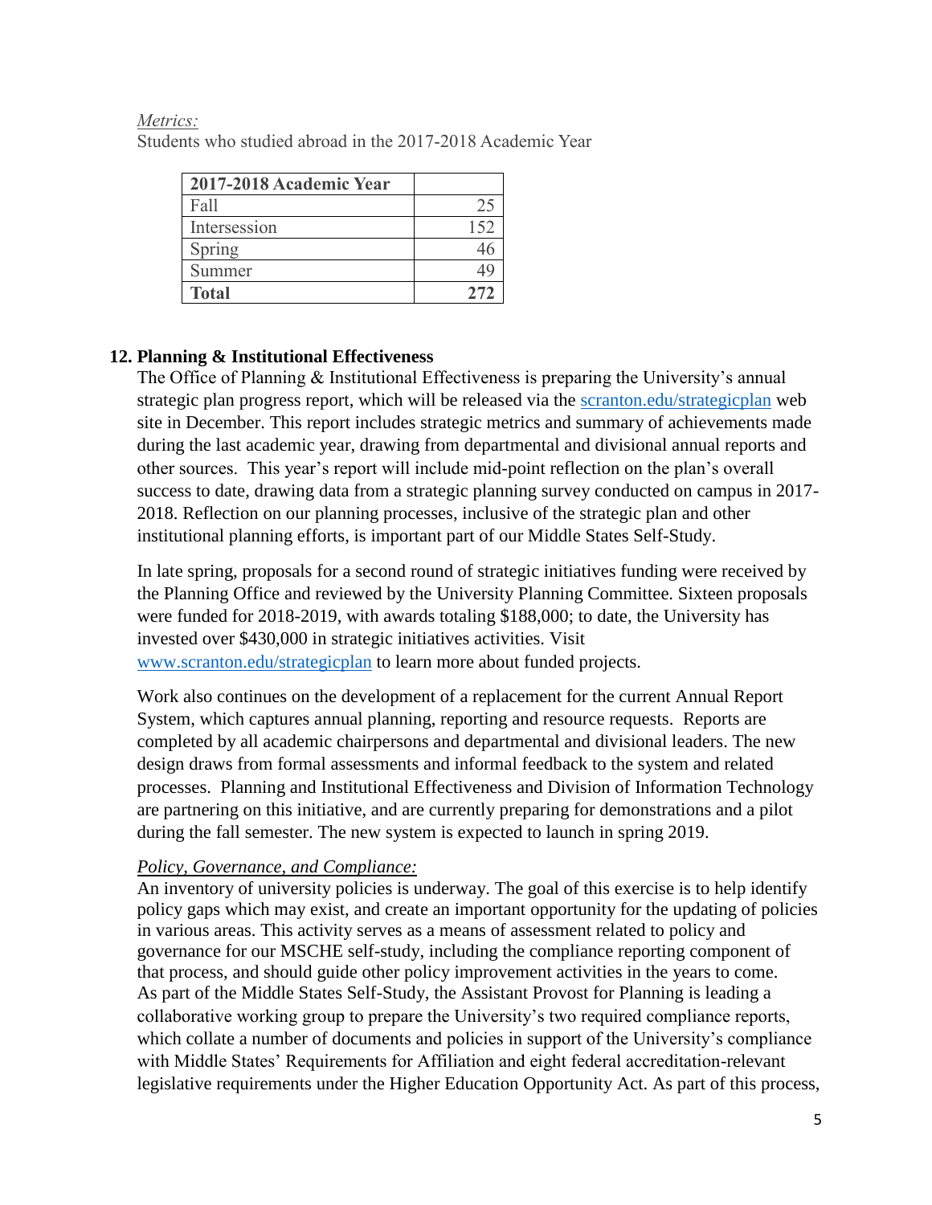*Metrics:*

Students who studied abroad in the 2017-2018 Academic Year

| 2017-2018 Academic Year | |
|---|---|
| Fall | 25 |
| Intersession | 152 |
| Spring | 46 |
| Summer | 49 |
| **Total** | **272** |

## 12. Planning & Institutional Effectiveness

The Office of Planning & Institutional Effectiveness is preparing the University's annual strategic plan progress report, which will be released via the scranton.edu/strategicplan web site in December. This report includes strategic metrics and summary of achievements made during the last academic year, drawing from departmental and divisional annual reports and other sources. This year's report will include mid-point reflection on the plan's overall success to date, drawing data from a strategic planning survey conducted on campus in 2017-2018. Reflection on our planning processes, inclusive of the strategic plan and other institutional planning efforts, is important part of our Middle States Self-Study.

In late spring, proposals for a second round of strategic initiatives funding were received by the Planning Office and reviewed by the University Planning Committee. Sixteen proposals were funded for 2018-2019, with awards totaling $188,000; to date, the University has invested over $430,000 in strategic initiatives activities. Visit www.scranton.edu/strategicplan to learn more about funded projects.

Work also continues on the development of a replacement for the current Annual Report System, which captures annual planning, reporting and resource requests. Reports are completed by all academic chairpersons and departmental and divisional leaders. The new design draws from formal assessments and informal feedback to the system and related processes. Planning and Institutional Effectiveness and Division of Information Technology are partnering on this initiative, and are currently preparing for demonstrations and a pilot during the fall semester. The new system is expected to launch in spring 2019.

*Policy, Governance, and Compliance:*

An inventory of university policies is underway. The goal of this exercise is to help identify policy gaps which may exist, and create an important opportunity for the updating of policies in various areas. This activity serves as a means of assessment related to policy and governance for our MSCHE self-study, including the compliance reporting component of that process, and should guide other policy improvement activities in the years to come. As part of the Middle States Self-Study, the Assistant Provost for Planning is leading a collaborative working group to prepare the University's two required compliance reports, which collate a number of documents and policies in support of the University's compliance with Middle States' Requirements for Affiliation and eight federal accreditation-relevant legislative requirements under the Higher Education Opportunity Act. As part of this process,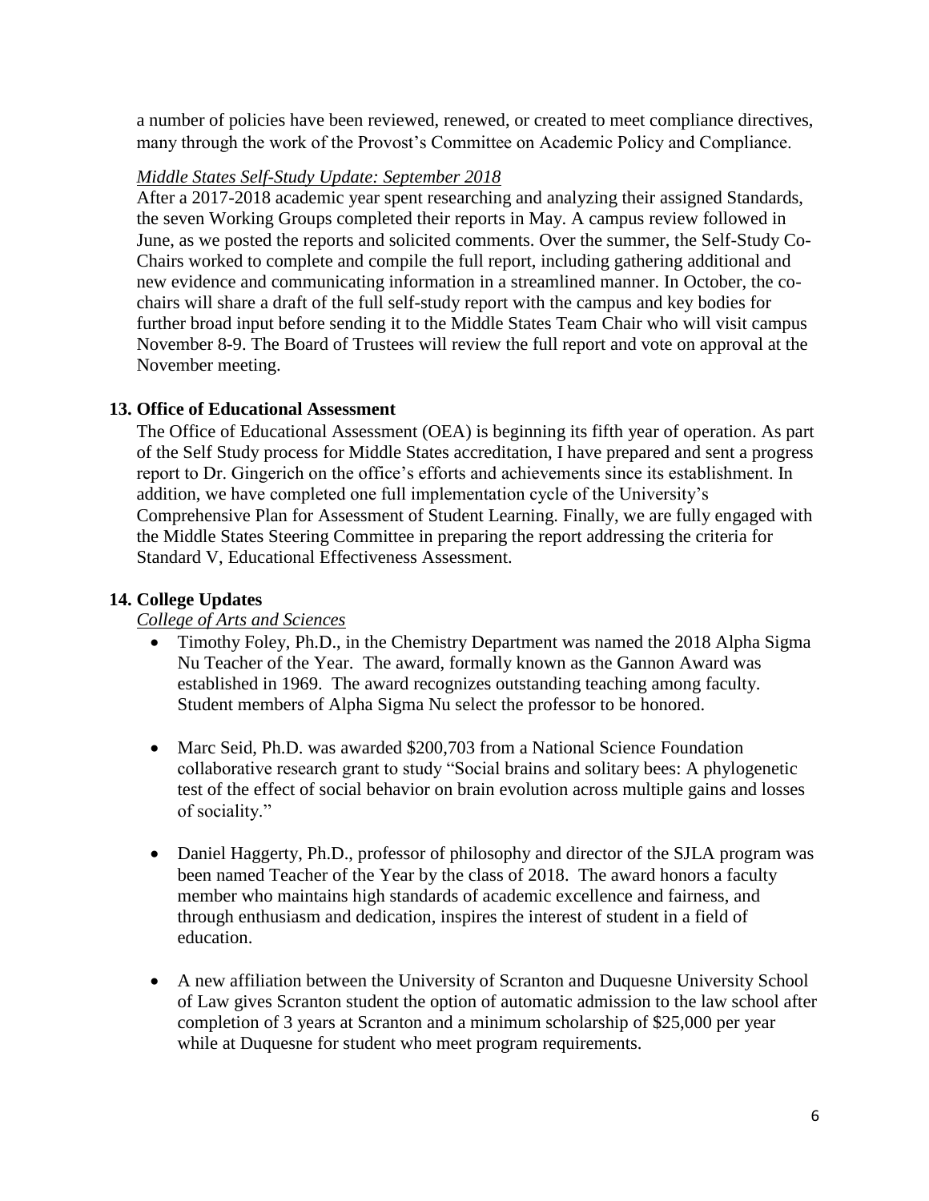a number of policies have been reviewed, renewed, or created to meet compliance directives, many through the work of the Provost's Committee on Academic Policy and Compliance.

*Middle States Self-Study Update: September 2018*

After a 2017-2018 academic year spent researching and analyzing their assigned Standards, the seven Working Groups completed their reports in May. A campus review followed in June, as we posted the reports and solicited comments. Over the summer, the Self-Study Co-Chairs worked to complete and compile the full report, including gathering additional and new evidence and communicating information in a streamlined manner. In October, the co-chairs will share a draft of the full self-study report with the campus and key bodies for further broad input before sending it to the Middle States Team Chair who will visit campus November 8-9. The Board of Trustees will review the full report and vote on approval at the November meeting.

### 13. Office of Educational Assessment

The Office of Educational Assessment (OEA) is beginning its fifth year of operation. As part of the Self Study process for Middle States accreditation, I have prepared and sent a progress report to Dr. Gingerich on the office's efforts and achievements since its establishment. In addition, we have completed one full implementation cycle of the University's Comprehensive Plan for Assessment of Student Learning. Finally, we are fully engaged with the Middle States Steering Committee in preparing the report addressing the criteria for Standard V, Educational Effectiveness Assessment.

### 14. College Updates

*College of Arts and Sciences*

- Timothy Foley, Ph.D., in the Chemistry Department was named the 2018 Alpha Sigma Nu Teacher of the Year. The award, formally known as the Gannon Award was established in 1969. The award recognizes outstanding teaching among faculty. Student members of Alpha Sigma Nu select the professor to be honored.

- Marc Seid, Ph.D. was awarded $200,703 from a National Science Foundation collaborative research grant to study "Social brains and solitary bees: A phylogenetic test of the effect of social behavior on brain evolution across multiple gains and losses of sociality."

- Daniel Haggerty, Ph.D., professor of philosophy and director of the SJLA program was been named Teacher of the Year by the class of 2018. The award honors a faculty member who maintains high standards of academic excellence and fairness, and through enthusiasm and dedication, inspires the interest of student in a field of education.

- A new affiliation between the University of Scranton and Duquesne University School of Law gives Scranton student the option of automatic admission to the law school after completion of 3 years at Scranton and a minimum scholarship of $25,000 per year while at Duquesne for student who meet program requirements.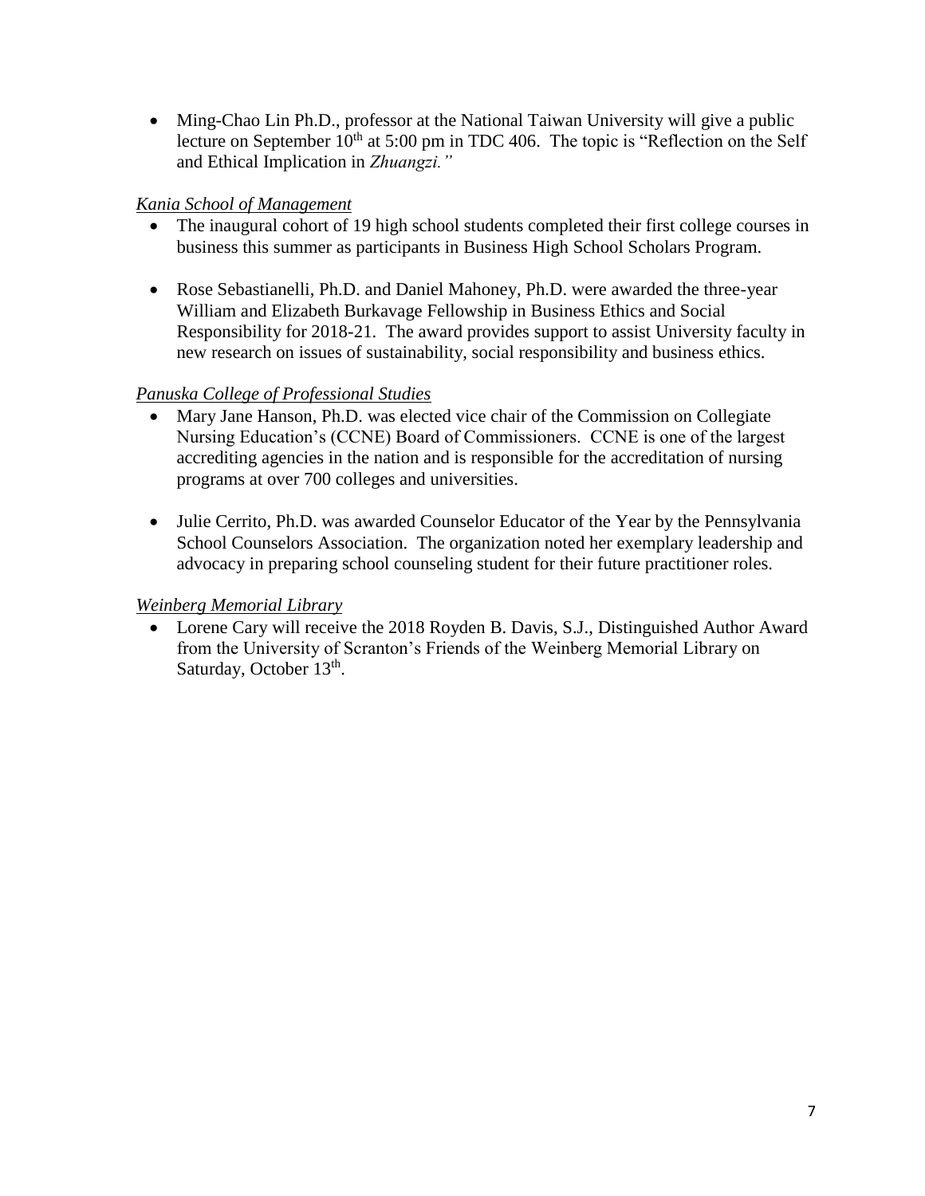- Ming-Chao Lin Ph.D., professor at the National Taiwan University will give a public lecture on September 10th at 5:00 pm in TDC 406. The topic is "Reflection on the Self and Ethical Implication in *Zhuangzi."*

*Kania School of Management*

- The inaugural cohort of 19 high school students completed their first college courses in business this summer as participants in Business High School Scholars Program.
- Rose Sebastianelli, Ph.D. and Daniel Mahoney, Ph.D. were awarded the three-year William and Elizabeth Burkavage Fellowship in Business Ethics and Social Responsibility for 2018-21. The award provides support to assist University faculty in new research on issues of sustainability, social responsibility and business ethics.

*Panuska College of Professional Studies*

- Mary Jane Hanson, Ph.D. was elected vice chair of the Commission on Collegiate Nursing Education's (CCNE) Board of Commissioners. CCNE is one of the largest accrediting agencies in the nation and is responsible for the accreditation of nursing programs at over 700 colleges and universities.
- Julie Cerrito, Ph.D. was awarded Counselor Educator of the Year by the Pennsylvania School Counselors Association. The organization noted her exemplary leadership and advocacy in preparing school counseling student for their future practitioner roles.

*Weinberg Memorial Library*

- Lorene Cary will receive the 2018 Royden B. Davis, S.J., Distinguished Author Award from the University of Scranton's Friends of the Weinberg Memorial Library on Saturday, October 13th.